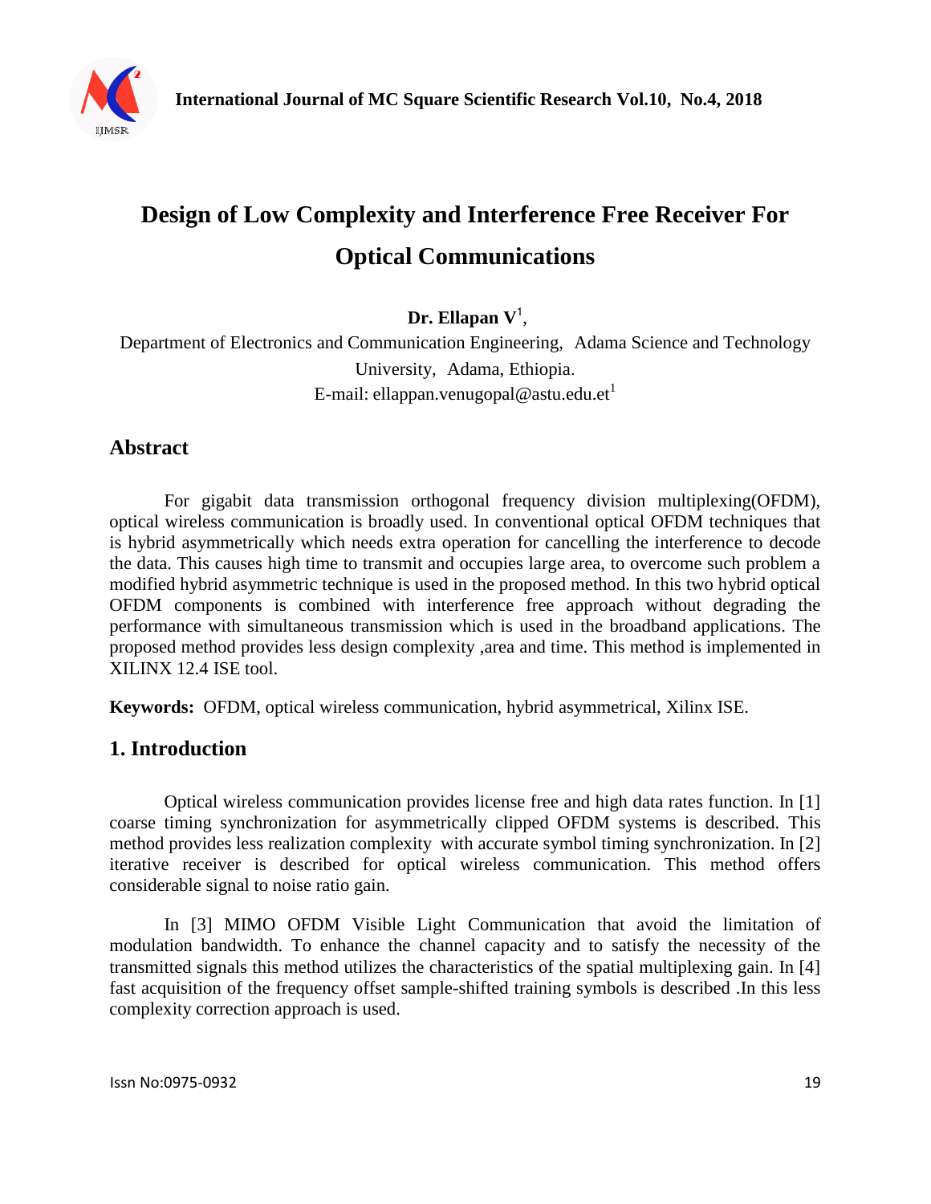# Design of Low Complexity and Interference Free Receiver For Optical Communications

**Dr. Ellapan V**[1],

Department of Electronics and Communication Engineering, Adama Science and Technology University, Adama, Ethiopia.

E-mail: ellappan.venugopal@astu.edu.et[1]

## Abstract

For gigabit data transmission orthogonal frequency division multiplexing(OFDM), optical wireless communication is broadly used. In conventional optical OFDM techniques that is hybrid asymmetrically which needs extra operation for cancelling the interference to decode the data. This causes high time to transmit and occupies large area, to overcome such problem a modified hybrid asymmetric technique is used in the proposed method. In this two hybrid optical OFDM components is combined with interference free approach without degrading the performance with simultaneous transmission which is used in the broadband applications. The proposed method provides less design complexity ,area and time. This method is implemented in XILINX 12.4 ISE tool.

**Keywords:** OFDM, optical wireless communication, hybrid asymmetrical, Xilinx ISE.

## 1. Introduction

Optical wireless communication provides license free and high data rates function. In [1] coarse timing synchronization for asymmetrically clipped OFDM systems is described. This method provides less realization complexity with accurate symbol timing synchronization. In [2] iterative receiver is described for optical wireless communication. This method offers considerable signal to noise ratio gain.

In [3] MIMO OFDM Visible Light Communication that avoid the limitation of modulation bandwidth. To enhance the channel capacity and to satisfy the necessity of the transmitted signals this method utilizes the characteristics of the spatial multiplexing gain. In [4] fast acquisition of the frequency offset sample-shifted training symbols is described .In this less complexity correction approach is used.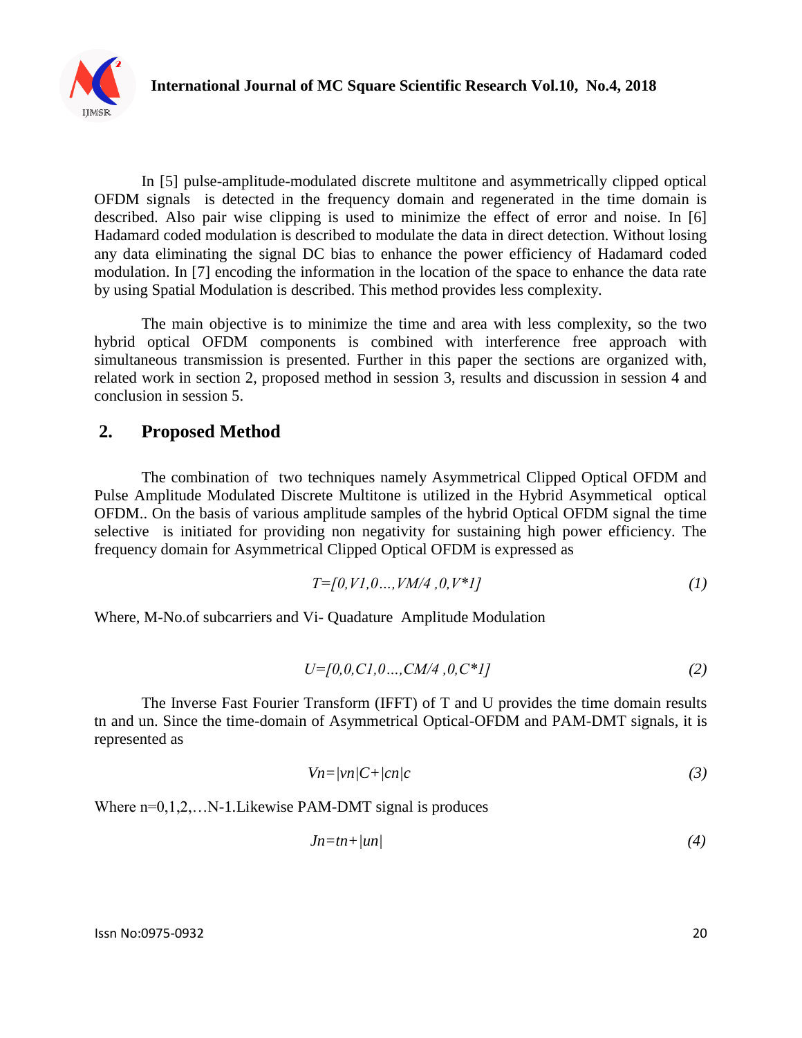In [5] pulse-amplitude-modulated discrete multitone and asymmetrically clipped optical OFDM signals is detected in the frequency domain and regenerated in the time domain is described. Also pair wise clipping is used to minimize the effect of error and noise. In [6] Hadamard coded modulation is described to modulate the data in direct detection. Without losing any data eliminating the signal DC bias to enhance the power efficiency of Hadamard coded modulation. In [7] encoding the information in the location of the space to enhance the data rate by using Spatial Modulation is described. This method provides less complexity.

The main objective is to minimize the time and area with less complexity, so the two hybrid optical OFDM components is combined with interference free approach with simultaneous transmission is presented. Further in this paper the sections are organized with, related work in section 2, proposed method in session 3, results and discussion in session 4 and conclusion in session 5.

## 2. Proposed Method

The combination of two techniques namely Asymmetrical Clipped Optical OFDM and Pulse Amplitude Modulated Discrete Multitone is utilized in the Hybrid Asymmetical optical OFDM.. On the basis of various amplitude samples of the hybrid Optical OFDM signal the time selective is initiated for providing non negativity for sustaining high power efficiency. The frequency domain for Asymmetrical Clipped Optical OFDM is expressed as

$$T=[0,V1,0\ldots,VM/4\ ,0,V^{*}1] \tag{1}$$

Where, M-No.of subcarriers and Vi- Quadature Amplitude Modulation

$$U=[0,0,C1,0\ldots,CM/4\ ,0,C^{*}1] \tag{2}$$

The Inverse Fast Fourier Transform (IFFT) of T and U provides the time domain results tn and un. Since the time-domain of Asymmetrical Optical-OFDM and PAM-DMT signals, it is represented as

$$Vn=|vn|C+|cn|c \tag{3}$$

Where n=0,1,2,…N-1.Likewise PAM-DMT signal is produces

$$Jn=tn+|un| \tag{4}$$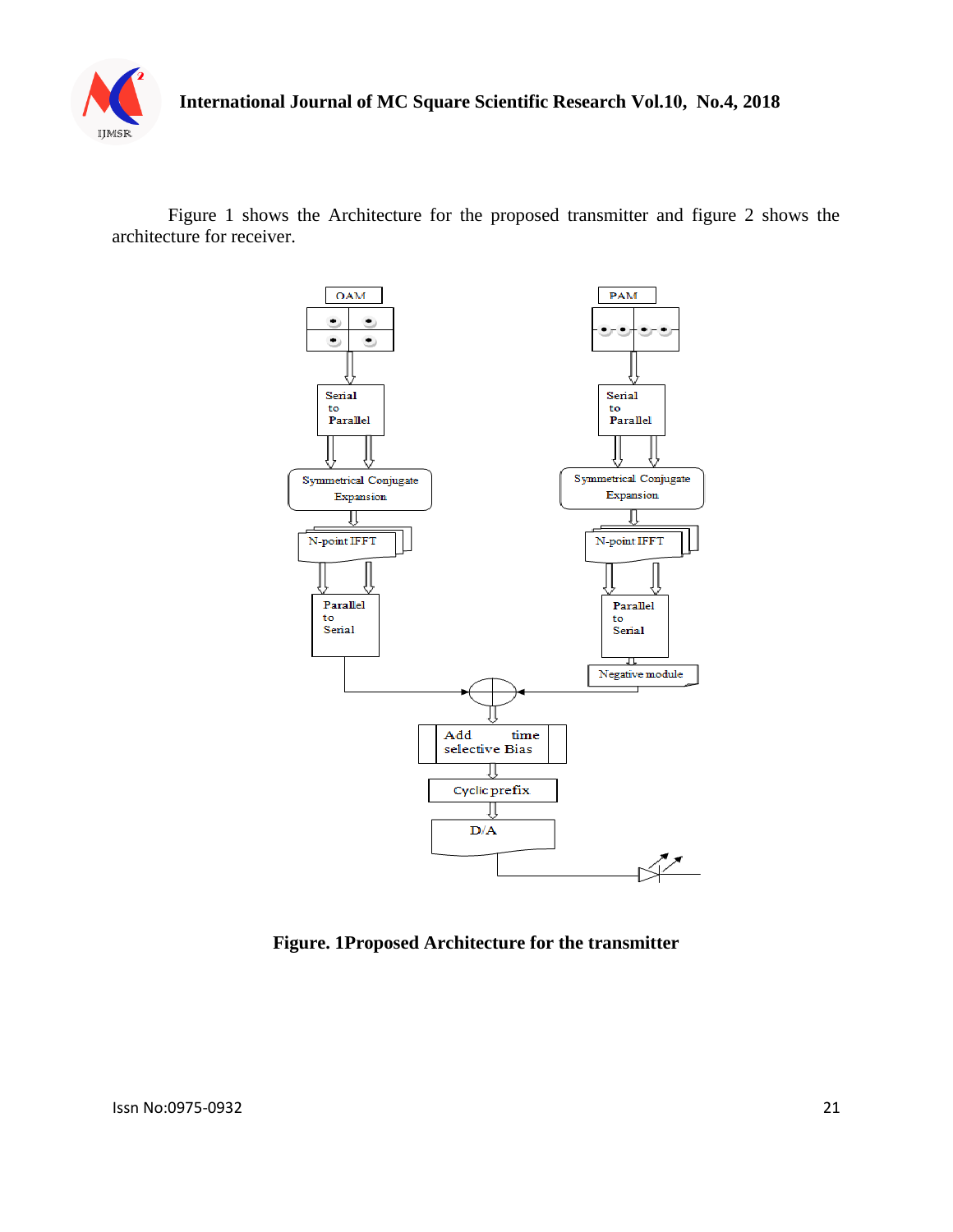Figure 1 shows the Architecture for the proposed transmitter and figure 2 shows the architecture for receiver.

**Figure. 1Proposed Architecture for the transmitter**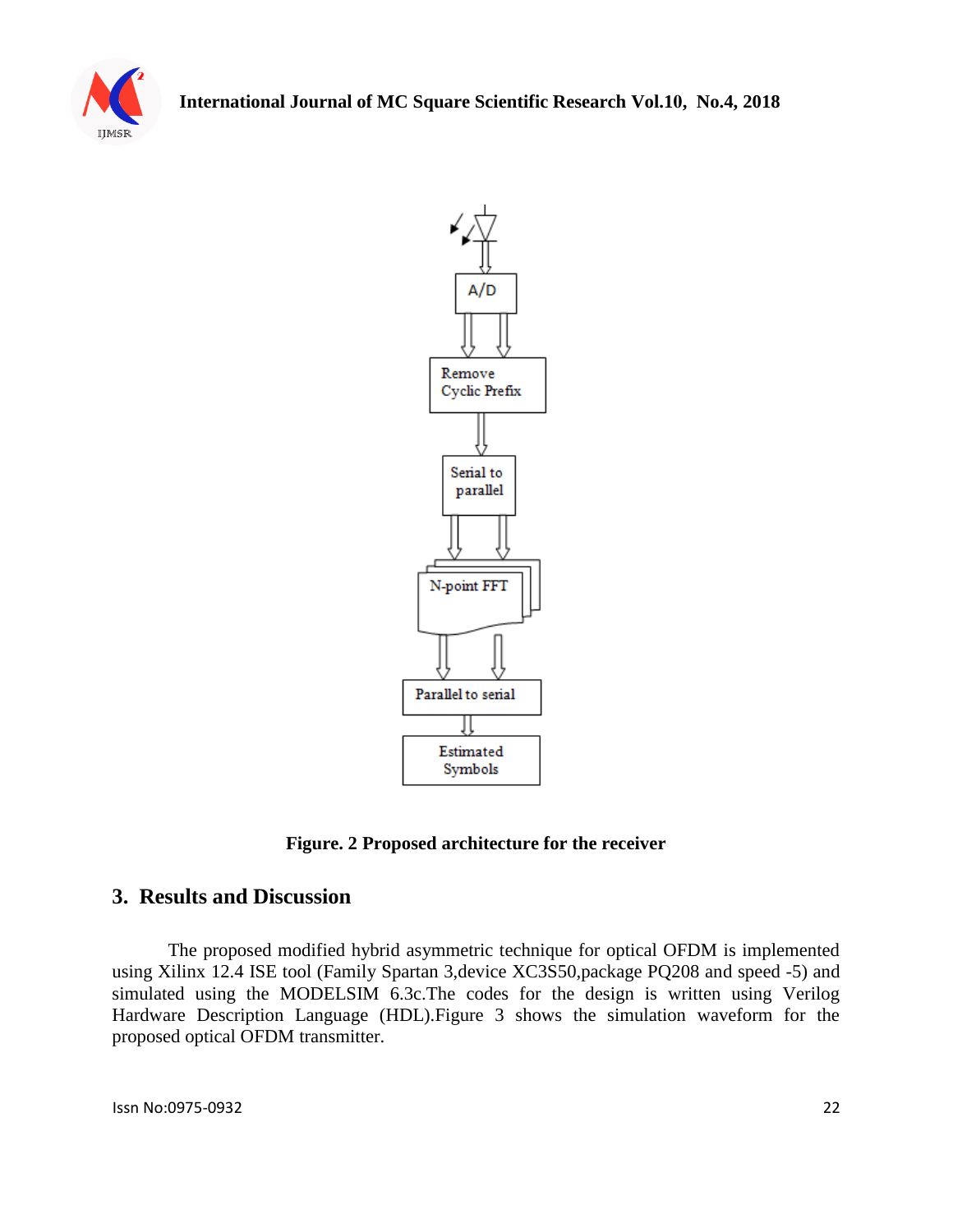Figure. 2 Proposed architecture for the receiver

## 3. Results and Discussion

The proposed modified hybrid asymmetric technique for optical OFDM is implemented using Xilinx 12.4 ISE tool (Family Spartan 3,device XC3S50,package PQ208 and speed -5) and simulated using the MODELSIM 6.3c.The codes for the design is written using Verilog Hardware Description Language (HDL).Figure 3 shows the simulation waveform for the proposed optical OFDM transmitter.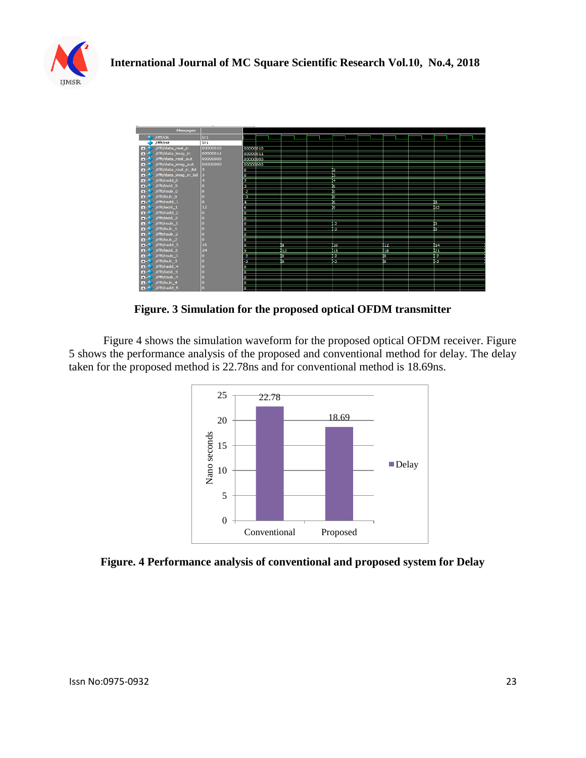**Figure. 3 Simulation for the proposed optical OFDM transmitter**

Figure 4 shows the simulation waveform for the proposed optical OFDM receiver. Figure 5 shows the performance analysis of the proposed and conventional method for delay. The delay taken for the proposed method is 22.78ns and for conventional method is 18.69ns.

**Figure. 4 Performance analysis of conventional and proposed system for Delay**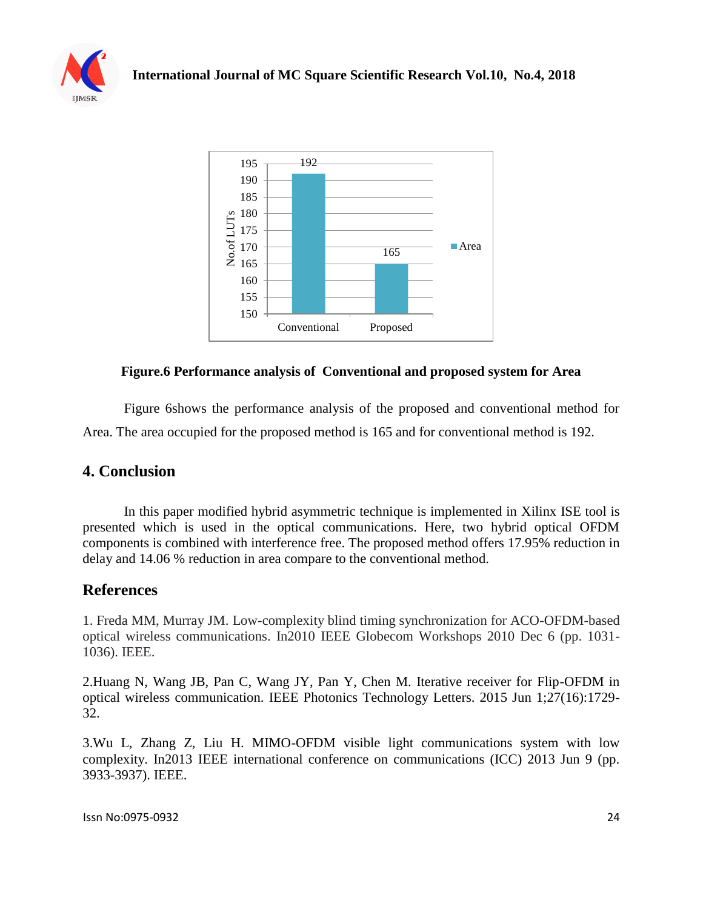**Figure.6 Performance analysis of Conventional and proposed system for Area**

Figure 6shows the performance analysis of the proposed and conventional method for Area. The area occupied for the proposed method is 165 and for conventional method is 192.

## 4. Conclusion

In this paper modified hybrid asymmetric technique is implemented in Xilinx ISE tool is presented which is used in the optical communications. Here, two hybrid optical OFDM components is combined with interference free. The proposed method offers 17.95% reduction in delay and 14.06 % reduction in area compare to the conventional method.

## References

1. Freda MM, Murray JM. Low-complexity blind timing synchronization for ACO-OFDM-based optical wireless communications. In2010 IEEE Globecom Workshops 2010 Dec 6 (pp. 1031-1036). IEEE.

2.Huang N, Wang JB, Pan C, Wang JY, Pan Y, Chen M. Iterative receiver for Flip-OFDM in optical wireless communication. IEEE Photonics Technology Letters. 2015 Jun 1;27(16):1729-32.

3.Wu L, Zhang Z, Liu H. MIMO-OFDM visible light communications system with low complexity. In2013 IEEE international conference on communications (ICC) 2013 Jun 9 (pp. 3933-3937). IEEE.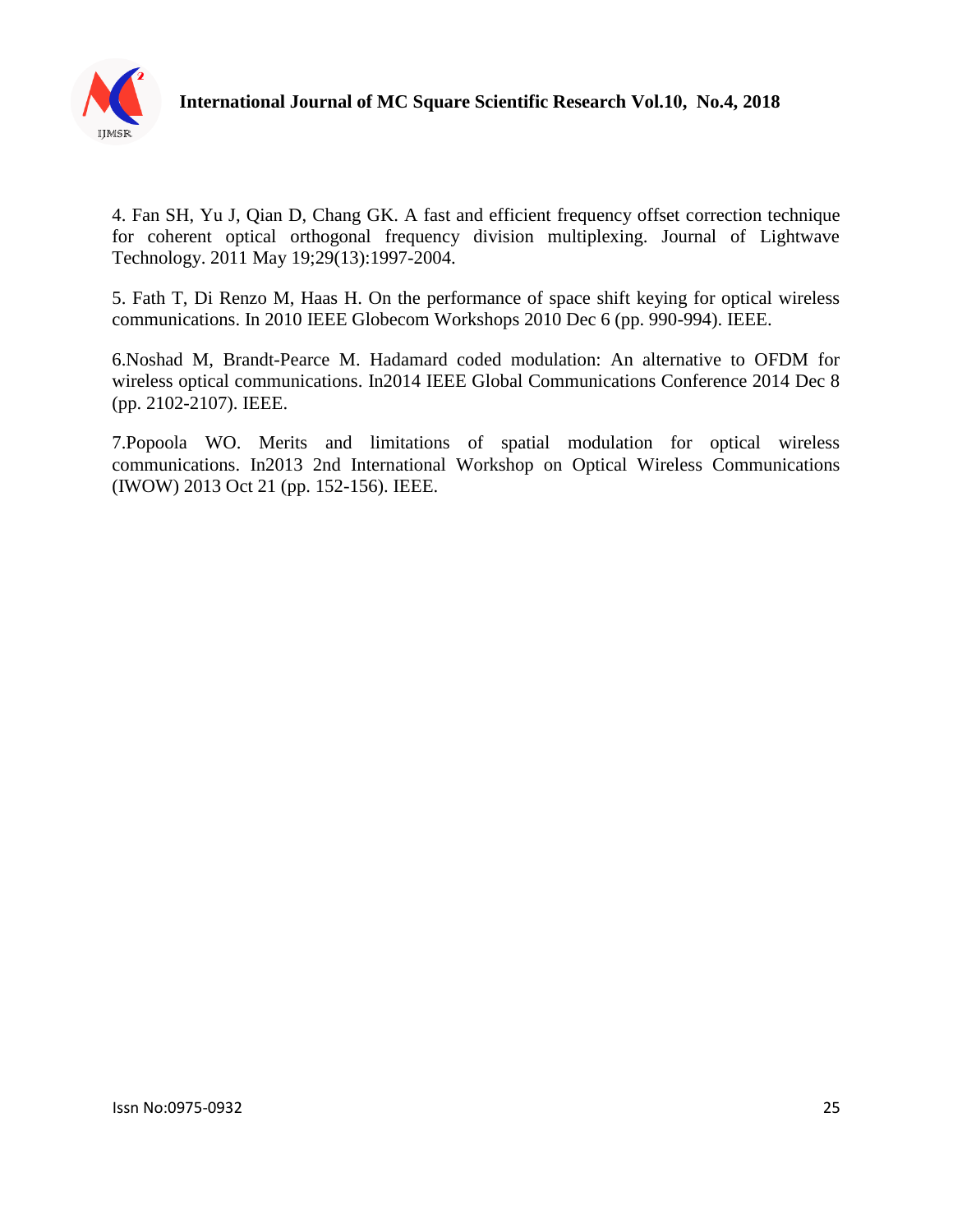4. Fan SH, Yu J, Qian D, Chang GK. A fast and efficient frequency offset correction technique for coherent optical orthogonal frequency division multiplexing. Journal of Lightwave Technology. 2011 May 19;29(13):1997-2004.

5. Fath T, Di Renzo M, Haas H. On the performance of space shift keying for optical wireless communications. In 2010 IEEE Globecom Workshops 2010 Dec 6 (pp. 990-994). IEEE.

6.Noshad M, Brandt-Pearce M. Hadamard coded modulation: An alternative to OFDM for wireless optical communications. In2014 IEEE Global Communications Conference 2014 Dec 8 (pp. 2102-2107). IEEE.

7.Popoola WO. Merits and limitations of spatial modulation for optical wireless communications. In2013 2nd International Workshop on Optical Wireless Communications (IWOW) 2013 Oct 21 (pp. 152-156). IEEE.